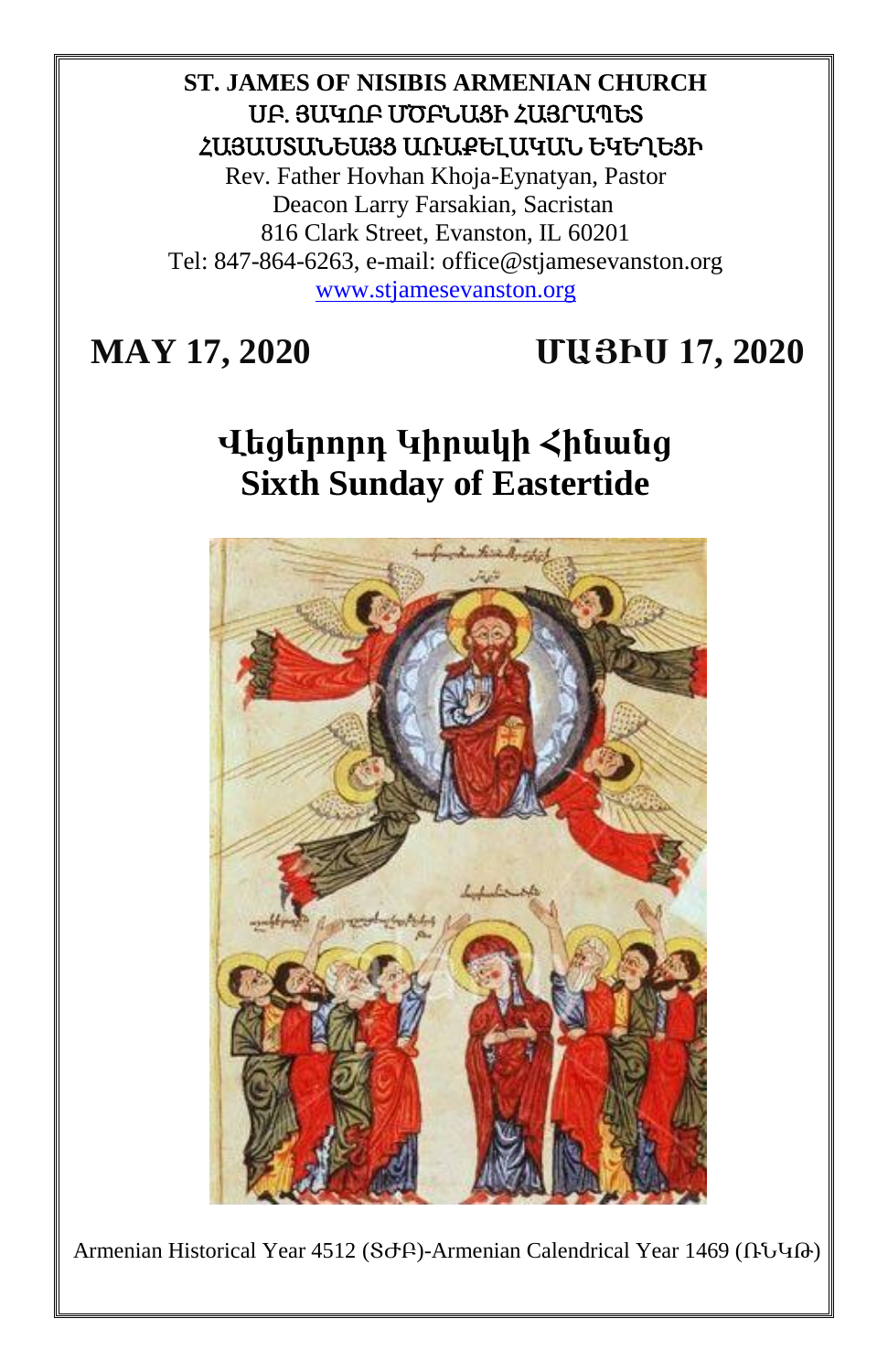**ST. JAMES OF NISIBIS ARMENIAN CHURCH**
**ՍԲ. ՅԱԿՈԲ ՄԾԲՆԱՅԻ ՀԱՅՐԱՊԵՏ**
**ՀԱՅԱՍՏԱՆԵԱՅՑ ԱՌԱՔԵԼԱԿԱՆ ԵԿԵՂԵՑԻ**

Rev. Father Hovhan Khoja-Eynatyan, Pastor
Deacon Larry Farsakian, Sacristan
816 Clark Street, Evanston, IL 60201
Tel: 847-864-6263, e-mail: office@stjamesevanston.org
www.stjamesevanston.org

## MAY 17, 2020 — ՄԱՅԻՍ 17, 2020

# Վեցերորդ Կիրակի Հինանց
# Sixth Sunday of Eastertide

Armenian Historical Year 4512 (ՏՃԲ)-Armenian Calendrical Year 1469 (ՌՆԿԹ)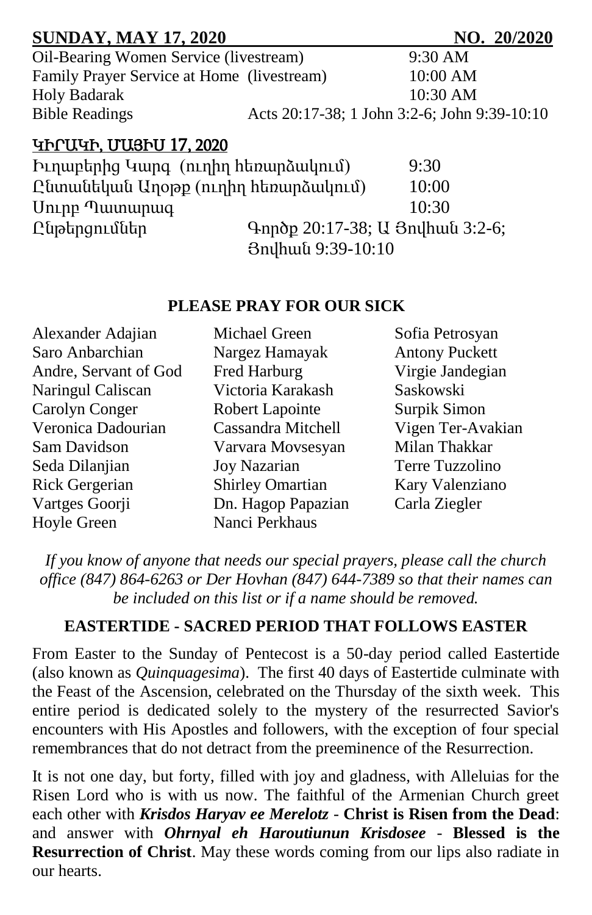**SUNDAY, MAY 17, 2020** **NO. 20/2020**

| | |
|---|---|
| Oil-Bearing Women Service (livestream) | 9:30 AM |
| Family Prayer Service at Home (livestream) | 10:00 AM |
| Holy Badarak | 10:30 AM |
| Bible Readings | Acts 20:17-38; 1 John 3:2-6; John 9:39-10:10 |

**ԿԻՐԱԿԻ, ՄԱՅԻՍ 17, 2020**

| | |
|---|---|
| Իւղաբերից Կարգ (ուղիղ հեռարձակում) | 9:30 |
| Ընտանեկան Աղօթք (ուղիղ հեռարձակում) | 10:00 |
| Սուրբ Պատարագ | 10:30 |
| Ընթերցումներ | Գործք 20:17-38; Ա Յովհան 3:2-6; Յովհան 9:39-10:10 |

**PLEASE PRAY FOR OUR SICK**

Alexander Adajian
Saro Anbarchian
Andre, Servant of God
Naringul Caliscan
Carolyn Conger
Veronica Dadourian
Sam Davidson
Seda Dilanjian
Rick Gergerian
Vartges Goorji
Hoyle Green
Michael Green
Nargez Hamayak
Fred Harburg
Victoria Karakash
Robert Lapointe
Cassandra Mitchell
Varvara Movsesyan
Joy Nazarian
Shirley Omartian
Dn. Hagop Papazian
Nanci Perkhaus
Sofia Petrosyan
Antony Puckett
Virgie Jandegian
Saskowski
Surpik Simon
Vigen Ter-Avakian
Milan Thakkar
Terre Tuzzolino
Kary Valenziano
Carla Ziegler

*If you know of anyone that needs our special prayers, please call the church office (847) 864-6263 or Der Hovhan (847) 644-7389 so that their names can be included on this list or if a name should be removed.*

**EASTERTIDE - SACRED PERIOD THAT FOLLOWS EASTER**

From Easter to the Sunday of Pentecost is a 50-day period called Eastertide (also known as *Quinquagesima*). The first 40 days of Eastertide culminate with the Feast of the Ascension, celebrated on the Thursday of the sixth week. This entire period is dedicated solely to the mystery of the resurrected Savior's encounters with His Apostles and followers, with the exception of four special remembrances that do not detract from the preeminence of the Resurrection.

It is not one day, but forty, filled with joy and gladness, with Alleluias for the Risen Lord who is with us now. The faithful of the Armenian Church greet each other with ***Krisdos Haryav ee Merelotz*** - **Christ is Risen from the Dead**: and answer with ***Ohrnyal eh Haroutiunun Krisdosee*** - **Blessed is the Resurrection of Christ**. May these words coming from our lips also radiate in our hearts.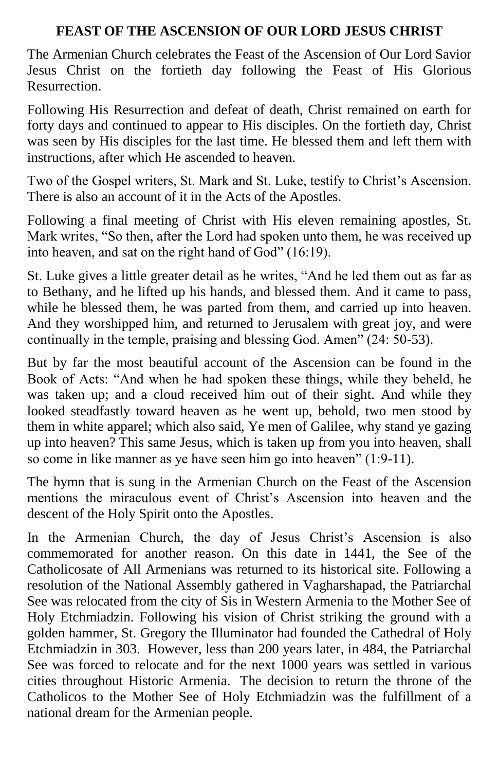# FEAST OF THE ASCENSION OF OUR LORD JESUS CHRIST

The Armenian Church celebrates the Feast of the Ascension of Our Lord Savior Jesus Christ on the fortieth day following the Feast of His Glorious Resurrection.

Following His Resurrection and defeat of death, Christ remained on earth for forty days and continued to appear to His disciples. On the fortieth day, Christ was seen by His disciples for the last time. He blessed them and left them with instructions, after which He ascended to heaven.

Two of the Gospel writers, St. Mark and St. Luke, testify to Christ's Ascension. There is also an account of it in the Acts of the Apostles.

Following a final meeting of Christ with His eleven remaining apostles, St. Mark writes, "So then, after the Lord had spoken unto them, he was received up into heaven, and sat on the right hand of God" (16:19).

St. Luke gives a little greater detail as he writes, "And he led them out as far as to Bethany, and he lifted up his hands, and blessed them. And it came to pass, while he blessed them, he was parted from them, and carried up into heaven. And they worshipped him, and returned to Jerusalem with great joy, and were continually in the temple, praising and blessing God. Amen" (24: 50-53).

But by far the most beautiful account of the Ascension can be found in the Book of Acts: "And when he had spoken these things, while they beheld, he was taken up; and a cloud received him out of their sight. And while they looked steadfastly toward heaven as he went up, behold, two men stood by them in white apparel; which also said, Ye men of Galilee, why stand ye gazing up into heaven? This same Jesus, which is taken up from you into heaven, shall so come in like manner as ye have seen him go into heaven" (1:9-11).

The hymn that is sung in the Armenian Church on the Feast of the Ascension mentions the miraculous event of Christ's Ascension into heaven and the descent of the Holy Spirit onto the Apostles.

In the Armenian Church, the day of Jesus Christ's Ascension is also commemorated for another reason. On this date in 1441, the See of the Catholicosate of All Armenians was returned to its historical site. Following a resolution of the National Assembly gathered in Vagharshapad, the Patriarchal See was relocated from the city of Sis in Western Armenia to the Mother See of Holy Etchmiadzin. Following his vision of Christ striking the ground with a golden hammer, St. Gregory the Illuminator had founded the Cathedral of Holy Etchmiadzin in 303. However, less than 200 years later, in 484, the Patriarchal See was forced to relocate and for the next 1000 years was settled in various cities throughout Historic Armenia. The decision to return the throne of the Catholicos to the Mother See of Holy Etchmiadzin was the fulfillment of a national dream for the Armenian people.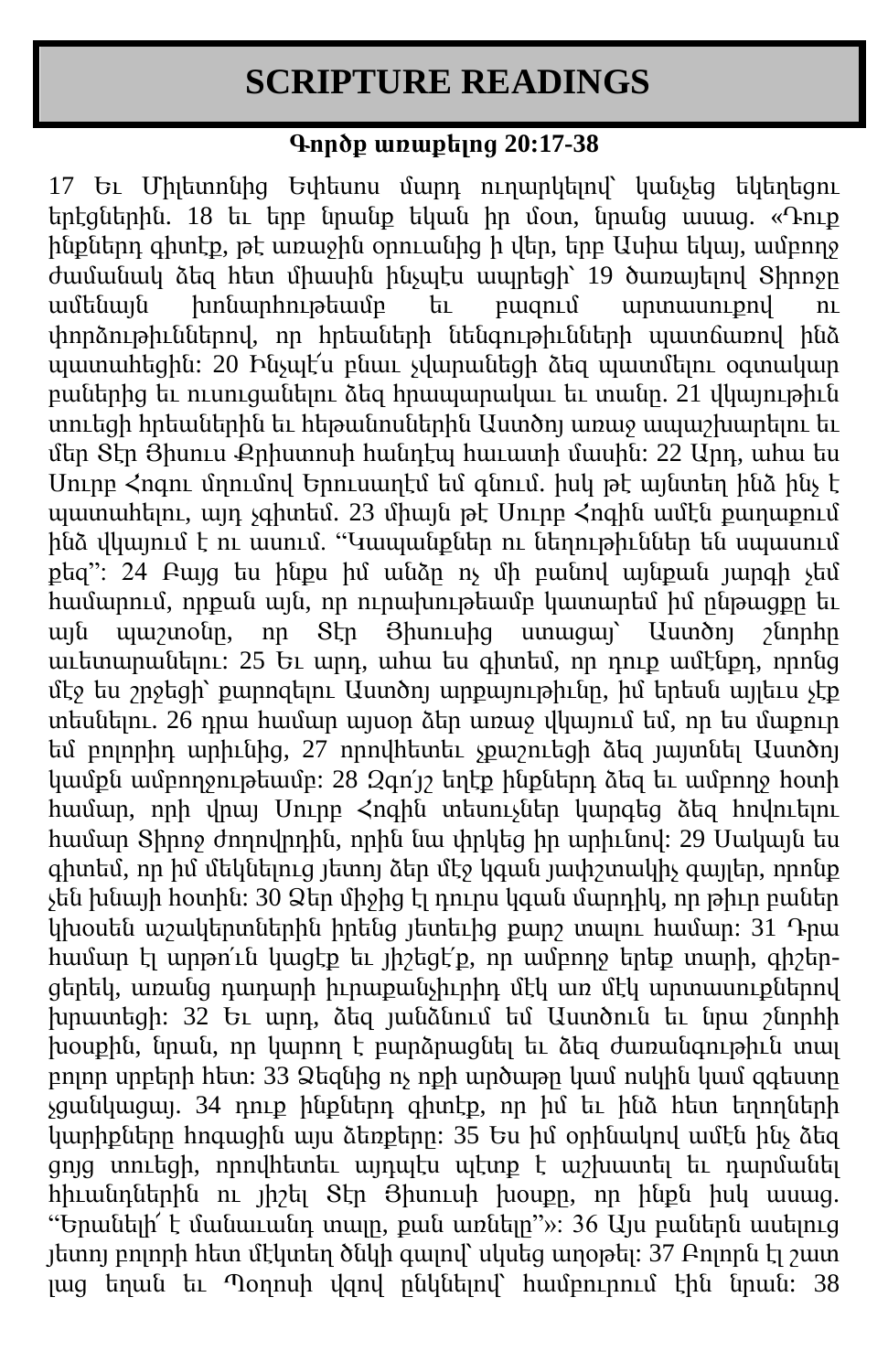# SCRIPTURE READINGS

**Գործք առաքելոց 20:17-38**

17 Եւ Միլետոնից Եփեսոս մարդ ուղարկելով՝ կանչեց եկեղեցու երէցներին. 18 եւ երբ նրանք եկան իր մօտ, նրանց ասաց. «Դուք ինքներդ գիտէք, թէ առաջին օրուանից ի վեր, երբ Ասիա եկայ, ամբողջ ժամանակ ձեզ հետ միասին ինչպէս ապրեցի՝ 19 ծառայելով Տիրոջը ամենայն խոնարհութեամբ եւ բազում արտասուքով ու փորձութիւններով, որ հրեաների նենգութիւնների պատճառով ինձ պատահեցին: 20 Ինչպէ՛ս բնաւ չվարանեցի ձեզ պատմելու օգտակար բաներից եւ ուսուցանելու ձեզ հրապարակաւ եւ տանը. 21 վկայութիւն տուեցի հրեաներին եւ հեթանոսներին Աստծոյ առաջ ապաշխարելու եւ մեր Տէր Յիսուս Քրիստոսի հանդէպ հաւատի մասին: 22 Արդ, ահա ես Սուրբ Հոգու մղումով Երուսաղէմ եմ գնում. իսկ թէ այնտեղ ինձ ինչ է պատահելու, այդ չգիտեմ. 23 միայն թէ Սուրբ Հոգին ամէն քաղաքում ինձ վկայում է ու ասում. "Կապանքներ ու նեղութիւններ են սպասում քեզ": 24 Բայց ես ինքս իմ անձը ոչ մի բանով այնքան յարգի չեմ համարում, որքան այն, որ ուրախութեամբ կատարեմ իմ ընթացքը եւ այն պաշտօնը, որ Տէր Յիսուսից ստացայ՝ Աստծոյ շնորհը աւետարանելու: 25 Եւ արդ, ահա ես գիտեմ, որ դուք ամէնքդ, որոնց մէջ ես շրջեցի՝ քարոզելու Աստծոյ արքայութիւնը, իմ երեսն այլեւս չէք տեսնելու. 26 դրա համար այսօր ձեր առաջ վկայում եմ, որ ես մաքուր եմ բոլորից արիւնից, 27 որովհետեւ չքաշուեցի ձեզ յայտնել Աստծոյ կամքն ամբողջութեամբ: 28 Զգո՛յշ եղէք ինքներդ ձեզ եւ ամբողջ հօտի համար, որի վրայ Սուրբ Հոգին տեսուչներ կարգեց ձեզ հովուելու համար Տիրոջ ժողովրդին, որին նա փրկեց իր արիւնով: 29 Սակայն ես գիտեմ, որ իմ մեկնելուց յետոյ ձեր մէջ կգան յափշտակիչ գայլեր, որոնք չեն խնայի հօտին: 30 Ձեր միջից էլ դուրս կգան մարդիկ, որ թիւր բաներ կխօսեն աշակերտներին իրենց յետեւից քարշ տալու համար: 31 Դրա համար էլ արթո՛ւն կացէք եւ յիշեցէ՛ք, որ ամբողջ երեք տարի, գիշեր-ցերեկ, առանց դադարի իւրաքանչիւրիդ մէկ առ մէկ արտասուքներով խրատեցի: 32 Եւ արդ, ձեզ յանձնում եմ Աստծուն եւ նրա շնորհի խօսքին, նրան, որ կարող է բարձրացնել եւ ձեզ ժառանգութիւն տալ բոլոր սրբերի հետ: 33 Ձեզնից ոչ ոքի արծաթը կամ ոսկին կամ զգեստը չցանկացայ. 34 դուք ինքներդ գիտէք, որ իմ եւ ինձ հետ եղողների կարիքները հոգացին այս ձեռքերը: 35 Ես իմ օրինակով ամէն ինչ ձեզ ցոյց տուեցի, որովհետեւ այդպէս պէտք է աշխատել եւ դարմանել հիւանդներին ու յիշել Տէր Յիսուսի խօսքը, որ ինքն իսկ ասաց. "Երանելի՛ է մանաւանդ տալը, քան առնելը"»: 36 Այս բաներն ասելուց յետոյ բոլորի հետ մէկտեղ ծնկի գալով՝ սկսեց աղօթել: 37 Բոլորն էլ շատ լաց եղան եւ Պօղոսի վզով ընկնելով՝ համբուրում էին նրան: 38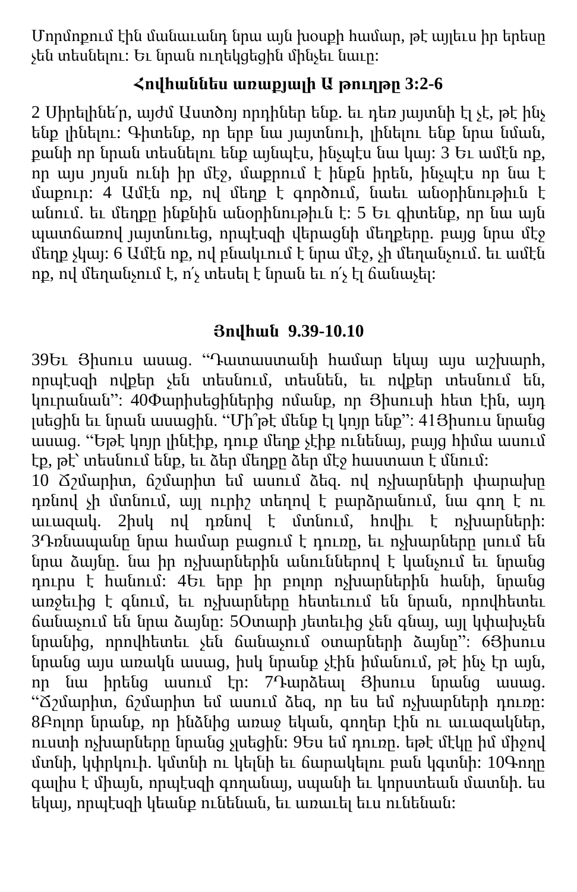Մորմոքում էին մանաւանդ նրա այն խօսքի համար, թէ այլեւս իր երեսը չեն տեսնելու: Եւ նրան ուղեկցեցին մինչեւ նաւը:

**Հովհաննես առաքյալի Ա թուղթը 3:2-6**

2 Սիրելինե՛ր, այժմ Աստծոյ որդիներ ենք. եւ դեռ յայտնի էլ չէ, թէ ինչ ենք լինելու: Գիտենք, որ երբ նա յայտնուի, լինելու ենք նրա նման, քանի որ նրան տեսնելու ենք այնպէս, ինչպէս նա կայ: 3 Եւ ամէն ոք, որ այս յոյսն ունի իր մէջ, մաքրում է ինքն իրեն, ինչպէս որ նա է մաքուր: 4 Ամէն ոք, ով մեղք է գործում, նաեւ անօրինութիւն է անում. եւ մեղքը ինքնին անօրինութիւն է: 5 Եւ գիտենք, որ նա այն պատճառով յայտնուեց, որպէսզի վերացնի մեղքերը. բայց նրա մէջ մեղք չկայ: 6 Ամէն ոք, ով բնակւում է նրա մէջ, չի մեղանչում. եւ ամէն ոք, ով մեղանչում է, ո՛չ տեսել է նրան եւ ո՛չ էլ ճանաչել:

**Յովհան 9.39-10.10**

39Եւ Յիսուս ասաց. "Դատաստանի համար եկայ այս աշխարհ, որպէսզի ովքեր չեն տեսնում, տեսնեն, եւ ովքեր տեսնում են, կուրանան": 40Փարիսեցիներից ոմանք, որ Յիսուսի հետ էին, այդ լսեցին եւ նրան ասացին. "Մի՞թէ մենք էլ կոյր ենք": 41Յիսուս նրանց ասաց. "Եթէ կոյր լինէիք, դուք մեղք չէիք ունենայ, բայց հիմա ասում էք, թէ՝ տեսնում ենք, եւ ձեր մեղքը ձեր մէջ հաստատ է մնում:

10 Ճշմարիտ, ճշմարիտ եմ ասում ձեզ. ով ոչխարների փարախը դռնով չի մտնում, այլ ուրիշ տեղով է բարձրանում, նա գող է ու աւազակ. 2իսկ ով դռնով է մտնում, հովիւ է ոչխարների: 3Դռնապանը նրա համար բացում է դուռը, եւ ոչխարները լսում են նրա ձայնը. նա իր ոչխարներին անուններով է կանչում եւ նրանց դուրս է հանում: 4Եւ երբ իր բոլոր ոչխարներին հանի, նրանց առջեւից է գնում, եւ ոչխարները հետեւում են նրան, որովհետեւ ճանաչում են նրա ձայնը: 5Օտարի յետեւից չեն գնայ, այլ կփախչեն նրանից, որովհետեւ չեն ճանաչում օտարների ձայնը": 6Յիսուս նրանց այս առակն ասաց, իսկ նրանք չէին իմանում, թէ ինչ էր այն, որ նա իրենց ասում էր: 7Դարձեալ Յիսուս նրանց ասաց. "Ճշմարիտ, ճշմարիտ եմ ասում ձեզ, որ ես եմ ոչխարների դուռը: 8Բոլոր նրանք, որ ինձնից առաջ եկան, գողեր էին ու աւազակներ, ուստի ոչխարները նրանց չլսեցին: 9Ես եմ դուռը. եթէ մէկը իմ միջով մտնի, կփրկուի. կմտնի ու կելնի եւ ճարակելու բան կգտնի: 10Գողը գալիս է միայն, որպէսզի գողանայ, սպանի եւ կորստեան մատնի. ես եկայ, որպէսզի կեանք ունենան, եւ առաւել եւս ունենան: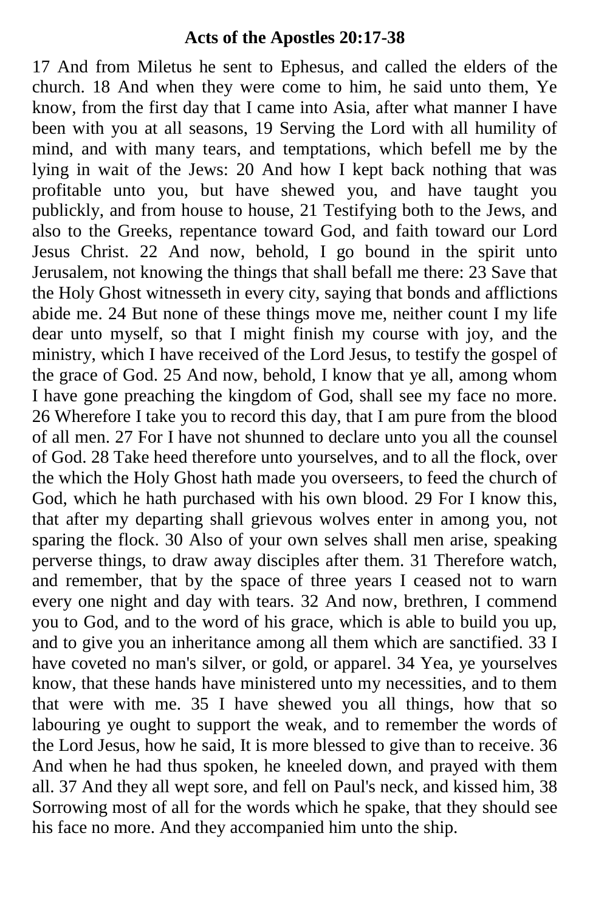## Acts of the Apostles 20:17-38

17 And from Miletus he sent to Ephesus, and called the elders of the church. 18 And when they were come to him, he said unto them, Ye know, from the first day that I came into Asia, after what manner I have been with you at all seasons, 19 Serving the Lord with all humility of mind, and with many tears, and temptations, which befell me by the lying in wait of the Jews: 20 And how I kept back nothing that was profitable unto you, but have shewed you, and have taught you publickly, and from house to house, 21 Testifying both to the Jews, and also to the Greeks, repentance toward God, and faith toward our Lord Jesus Christ. 22 And now, behold, I go bound in the spirit unto Jerusalem, not knowing the things that shall befall me there: 23 Save that the Holy Ghost witnesseth in every city, saying that bonds and afflictions abide me. 24 But none of these things move me, neither count I my life dear unto myself, so that I might finish my course with joy, and the ministry, which I have received of the Lord Jesus, to testify the gospel of the grace of God. 25 And now, behold, I know that ye all, among whom I have gone preaching the kingdom of God, shall see my face no more. 26 Wherefore I take you to record this day, that I am pure from the blood of all men. 27 For I have not shunned to declare unto you all the counsel of God. 28 Take heed therefore unto yourselves, and to all the flock, over the which the Holy Ghost hath made you overseers, to feed the church of God, which he hath purchased with his own blood. 29 For I know this, that after my departing shall grievous wolves enter in among you, not sparing the flock. 30 Also of your own selves shall men arise, speaking perverse things, to draw away disciples after them. 31 Therefore watch, and remember, that by the space of three years I ceased not to warn every one night and day with tears. 32 And now, brethren, I commend you to God, and to the word of his grace, which is able to build you up, and to give you an inheritance among all them which are sanctified. 33 I have coveted no man's silver, or gold, or apparel. 34 Yea, ye yourselves know, that these hands have ministered unto my necessities, and to them that were with me. 35 I have shewed you all things, how that so labouring ye ought to support the weak, and to remember the words of the Lord Jesus, how he said, It is more blessed to give than to receive. 36 And when he had thus spoken, he kneeled down, and prayed with them all. 37 And they all wept sore, and fell on Paul's neck, and kissed him, 38 Sorrowing most of all for the words which he spake, that they should see his face no more. And they accompanied him unto the ship.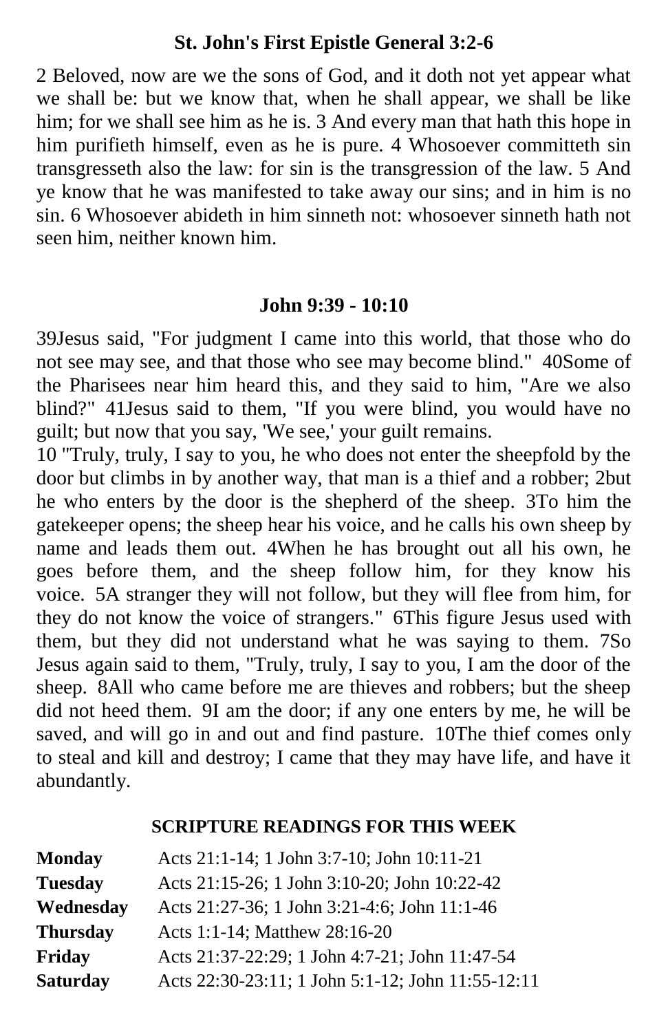## St. John's First Epistle General 3:2-6

2 Beloved, now are we the sons of God, and it doth not yet appear what we shall be: but we know that, when he shall appear, we shall be like him; for we shall see him as he is. 3 And every man that hath this hope in him purifieth himself, even as he is pure. 4 Whosoever committeth sin transgresseth also the law: for sin is the transgression of the law. 5 And ye know that he was manifested to take away our sins; and in him is no sin. 6 Whosoever abideth in him sinneth not: whosoever sinneth hath not seen him, neither known him.

## John 9:39 - 10:10

39Jesus said, "For judgment I came into this world, that those who do not see may see, and that those who see may become blind." 40Some of the Pharisees near him heard this, and they said to him, "Are we also blind?" 41Jesus said to them, "If you were blind, you would have no guilt; but now that you say, 'We see,' your guilt remains.

10 "Truly, truly, I say to you, he who does not enter the sheepfold by the door but climbs in by another way, that man is a thief and a robber; 2but he who enters by the door is the shepherd of the sheep. 3To him the gatekeeper opens; the sheep hear his voice, and he calls his own sheep by name and leads them out. 4When he has brought out all his own, he goes before them, and the sheep follow him, for they know his voice. 5A stranger they will not follow, but they will flee from him, for they do not know the voice of strangers." 6This figure Jesus used with them, but they did not understand what he was saying to them. 7So Jesus again said to them, "Truly, truly, I say to you, I am the door of the sheep. 8All who came before me are thieves and robbers; but the sheep did not heed them. 9I am the door; if any one enters by me, he will be saved, and will go in and out and find pasture. 10The thief comes only to steal and kill and destroy; I came that they may have life, and have it abundantly.

## SCRIPTURE READINGS FOR THIS WEEK

| | |
|---|---|
| **Monday** | Acts 21:1-14; 1 John 3:7-10; John 10:11-21 |
| **Tuesday** | Acts 21:15-26; 1 John 3:10-20; John 10:22-42 |
| **Wednesday** | Acts 21:27-36; 1 John 3:21-4:6; John 11:1-46 |
| **Thursday** | Acts 1:1-14; Matthew 28:16-20 |
| **Friday** | Acts 21:37-22:29; 1 John 4:7-21; John 11:47-54 |
| **Saturday** | Acts 22:30-23:11; 1 John 5:1-12; John 11:55-12:11 |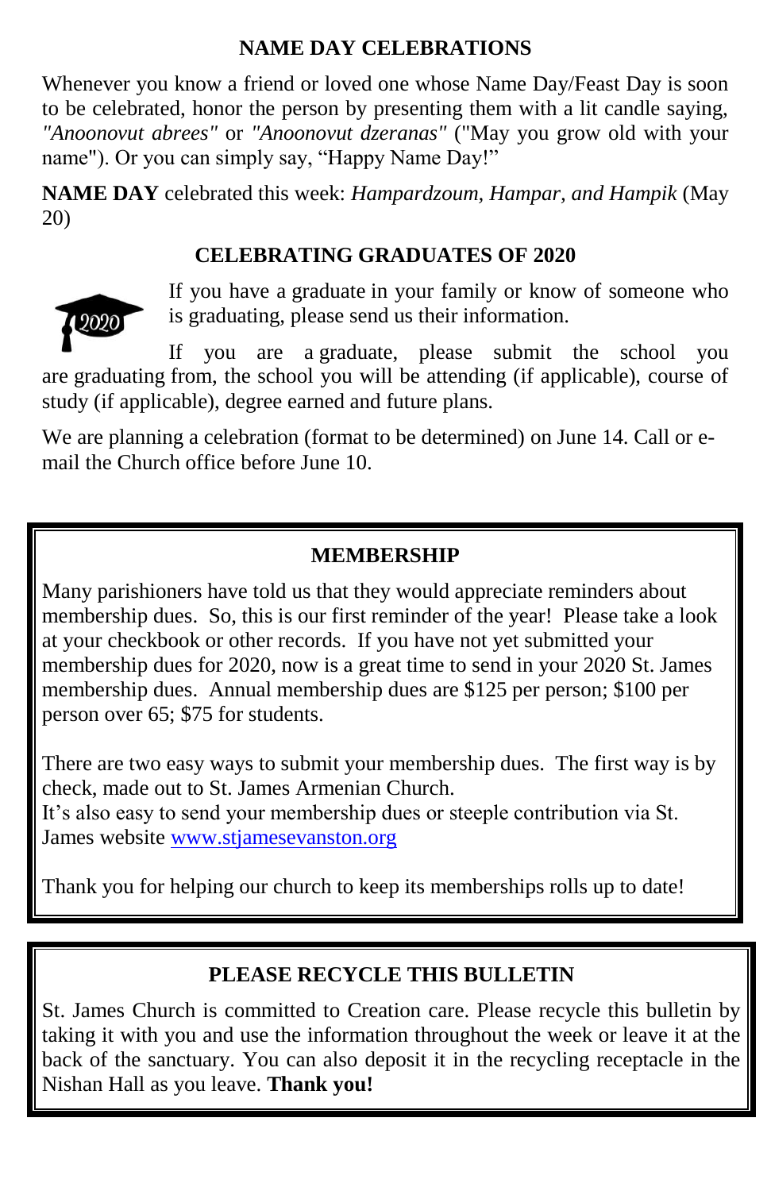## NAME DAY CELEBRATIONS

Whenever you know a friend or loved one whose Name Day/Feast Day is soon to be celebrated, honor the person by presenting them with a lit candle saying, *"Anoonovut abrees"* or *"Anoonovut dzeranas"* ("May you grow old with your name"). Or you can simply say, "Happy Name Day!"

**NAME DAY** celebrated this week: *Hampardzoum, Hampar, and Hampik* (May 20)

## CELEBRATING GRADUATES OF 2020

If you have a graduate in your family or know of someone who is graduating, please send us their information.

If you are a graduate, please submit the school you are graduating from, the school you will be attending (if applicable), course of study (if applicable), degree earned and future plans.

We are planning a celebration (format to be determined) on June 14. Call or e-mail the Church office before June 10.

## MEMBERSHIP

Many parishioners have told us that they would appreciate reminders about membership dues. So, this is our first reminder of the year! Please take a look at your checkbook or other records. If you have not yet submitted your membership dues for 2020, now is a great time to send in your 2020 St. James membership dues. Annual membership dues are $125 per person; $100 per person over 65; $75 for students.

There are two easy ways to submit your membership dues. The first way is by check, made out to St. James Armenian Church.
It's also easy to send your membership dues or steeple contribution via St. James website [www.stjamesevanston.org](http://www.stjamesevanston.org)

Thank you for helping our church to keep its memberships rolls up to date!

## PLEASE RECYCLE THIS BULLETIN

St. James Church is committed to Creation care. Please recycle this bulletin by taking it with you and use the information throughout the week or leave it at the back of the sanctuary. You can also deposit it in the recycling receptacle in the Nishan Hall as you leave. **Thank you!**